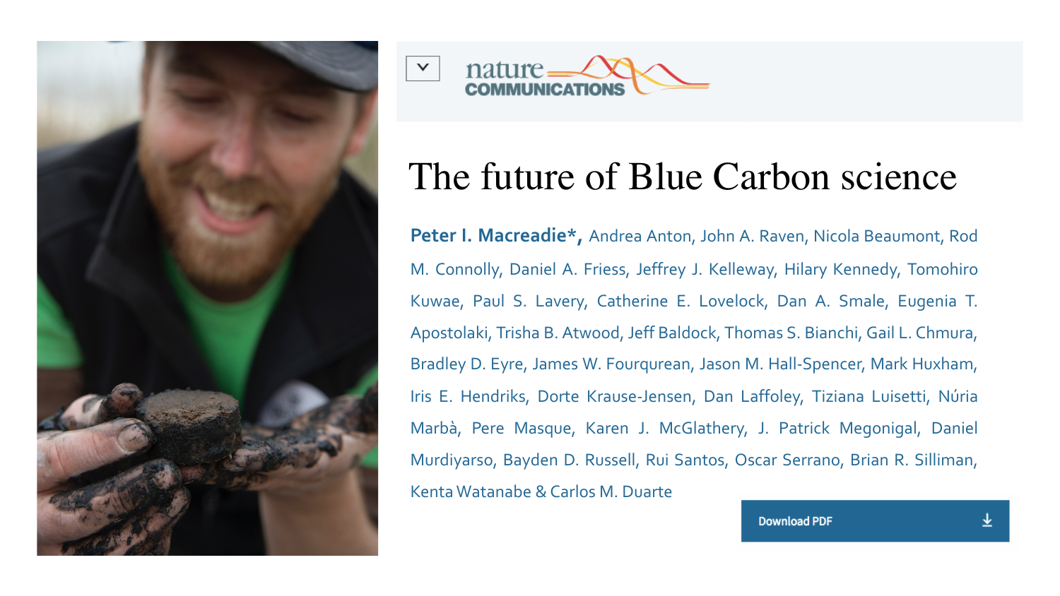nature COMMUNICATIONS

# The future of Blue Carbon science

**Peter I. Macreadie*,** Andrea Anton, John A. Raven, Nicola Beaumont, Rod M. Connolly, Daniel A. Friess, Jeffrey J. Kelleway, Hilary Kennedy, Tomohiro Kuwae, Paul S. Lavery, Catherine E. Lovelock, Dan A. Smale, Eugenia T. Apostolaki, Trisha B. Atwood, Jeff Baldock, Thomas S. Bianchi, Gail L. Chmura, Bradley D. Eyre, James W. Fourqurean, Jason M. Hall-Spencer, Mark Huxham, Iris E. Hendriks, Dorte Krause-Jensen, Dan Laffoley, Tiziana Luisetti, Núria Marbà, Pere Masque, Karen J. McGlathery, J. Patrick Megonigal, Daniel Murdiyarso, Bayden D. Russell, Rui Santos, Oscar Serrano, Brian R. Silliman, Kenta Watanabe & Carlos M. Duarte

Download PDF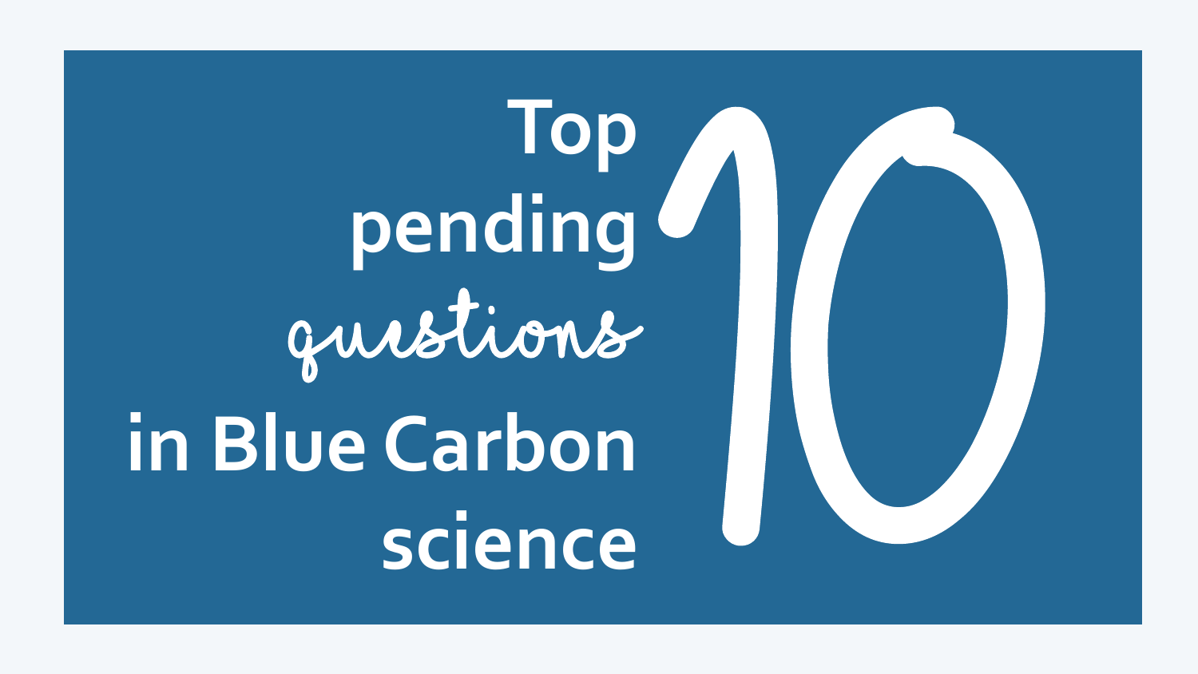# Top pending questions in Blue Carbon science

# 10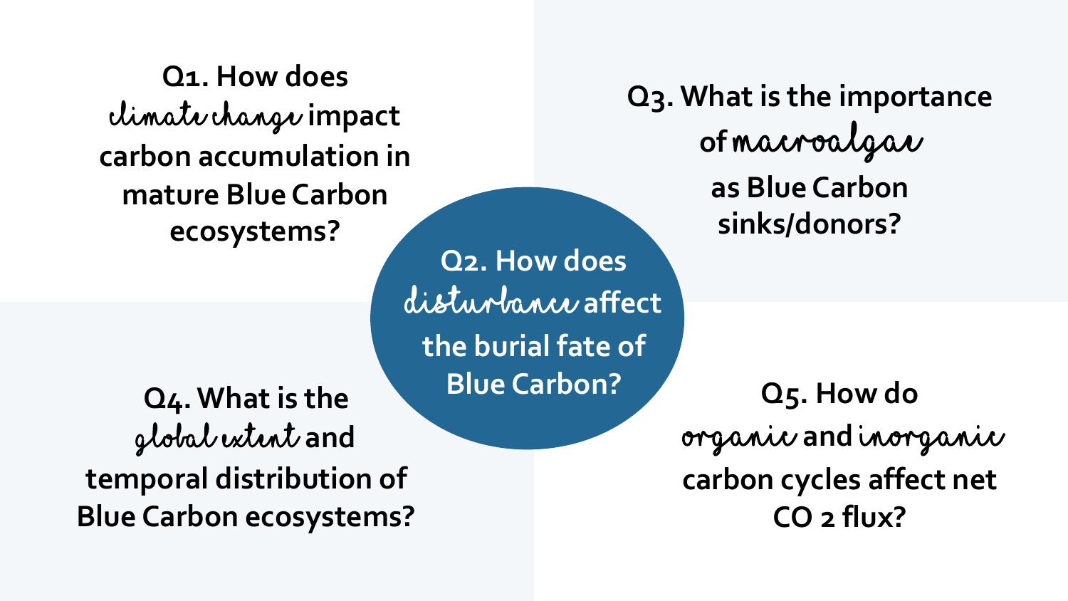**Q1. How does *climate change* impact carbon accumulation in mature Blue Carbon ecosystems?**

**Q2. How does *disturbance* affect the burial fate of Blue Carbon?**

**Q3. What is the importance of *macroalgae* as Blue Carbon sinks/donors?**

**Q4. What is the *global extent* and temporal distribution of Blue Carbon ecosystems?**

**Q5. How do *organic* and *inorganic* carbon cycles affect net $CO_2$ flux?**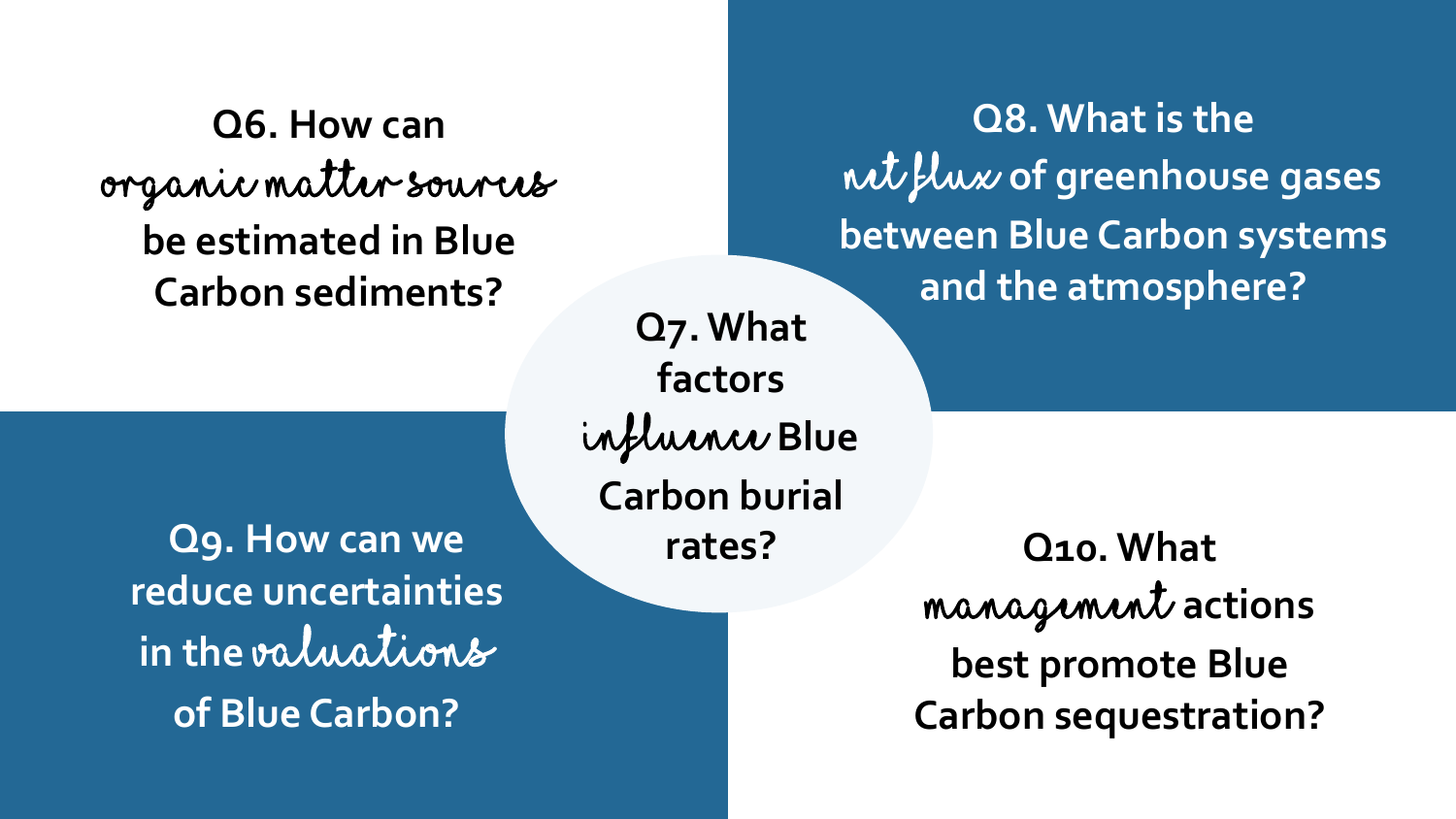Q6. How can organic matter sources be estimated in Blue Carbon sediments?

Q7. What factors influence Blue Carbon burial rates?

Q8. What is the net flux of greenhouse gases between Blue Carbon systems and the atmosphere?

Q9. How can we reduce uncertainties in the valuations of Blue Carbon?

Q10. What management actions best promote Blue Carbon sequestration?